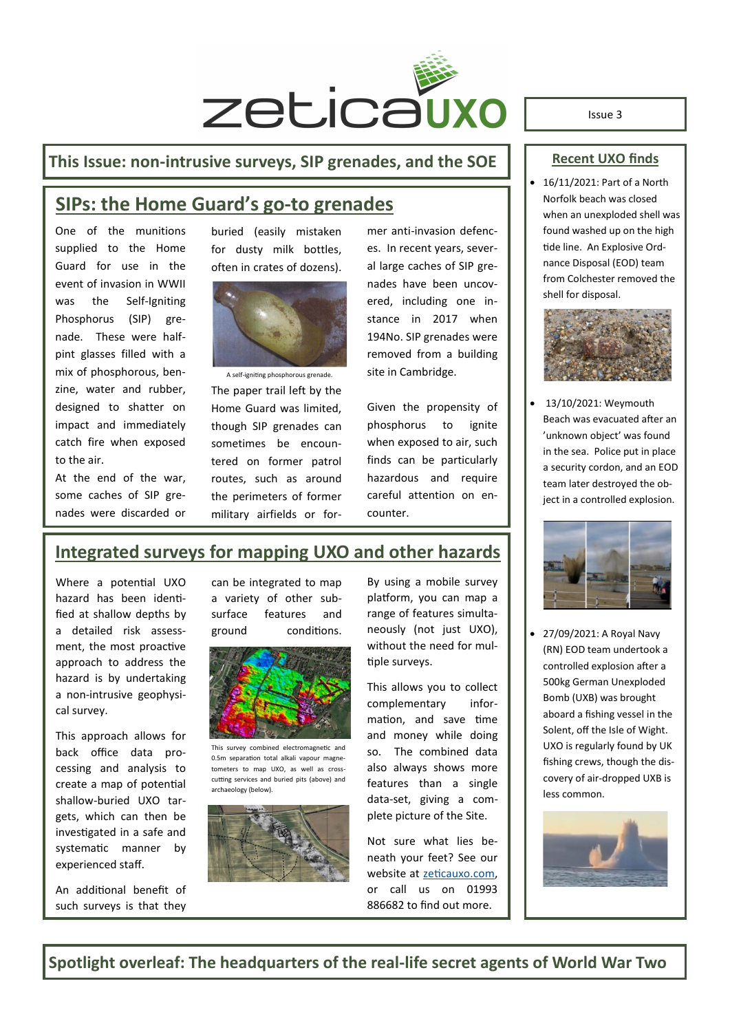# zeticauxo

Issue 3

**This Issue: non-intrusive surveys, SIP grenades, and the SOE**

## SIPs: the Home Guard's go-to grenades

One of the munitions supplied to the Home Guard for use in the event of invasion in WWII was the Self-Igniting Phosphorous (SIP) grenade. These were half-pint glasses filled with a mix of phosphorous, benzine, water and rubber, designed to shatter on impact and immediately catch fire when exposed to the air.

At the end of the war, some caches of SIP grenades were discarded or buried (easily mistaken for dusty milk bottles, often in crates of dozens).

A self-igniting phosphorous grenade.

The paper trail left by the Home Guard was limited, though SIP grenades can sometimes be encountered on former patrol routes, such as around the perimeters of former military airfields or former anti-invasion defences. In recent years, several large caches of SIP grenades have been uncovered, including one instance in 2017 when 194No. SIP grenades were removed from a building site in Cambridge.

Given the propensity of phosphorus to ignite when exposed to air, such finds can be particularly hazardous and require careful attention on encounter.

## Integrated surveys for mapping UXO and other hazards

Where a potential UXO hazard has been identified at shallow depths by a detailed risk assessment, the most proactive approach to address the hazard is by undertaking a non-intrusive geophysical survey.

This approach allows for back office data processing and analysis to create a map of potential shallow-buried UXO targets, which can then be investigated in a safe and systematic manner by experienced staff.

An additional benefit of such surveys is that they can be integrated to map a variety of other subsurface features and ground conditions.

This survey combined electromagnetic and 0.5m separation total alkali vapour magnetometers to map UXO, as well as cross-cutting services and buried pits (above) and archaeology (below).

By using a mobile survey platform, you can map a range of features simultaneously (not just UXO), without the need for multiple surveys.

This allows you to collect complementary information, and save time and money while doing so. The combined data also always shows more features than a single data-set, giving a complete picture of the Site.

Not sure what lies beneath your feet? See our website at zeticauxo.com, or call us on 01993 886682 to find out more.

## Recent UXO finds

- 16/11/2021: Part of a North Norfolk beach was closed when an unexploded shell was found washed up on the high tide line. An Explosive Ordnance Disposal (EOD) team from Colchester removed the shell for disposal.
- 13/10/2021: Weymouth Beach was evacuated after an 'unknown object' was found in the sea. Police put in place a security cordon, and an EOD team later destroyed the object in a controlled explosion.
- 27/09/2021: A Royal Navy (RN) EOD team undertook a controlled explosion after a 500kg German Unexploded Bomb (UXB) was brought aboard a fishing vessel in the Solent, off the Isle of Wight. UXO is regularly found by UK fishing crews, though the discovery of air-dropped UXB is less common.

**Spotlight overleaf: The headquarters of the real-life secret agents of World War Two**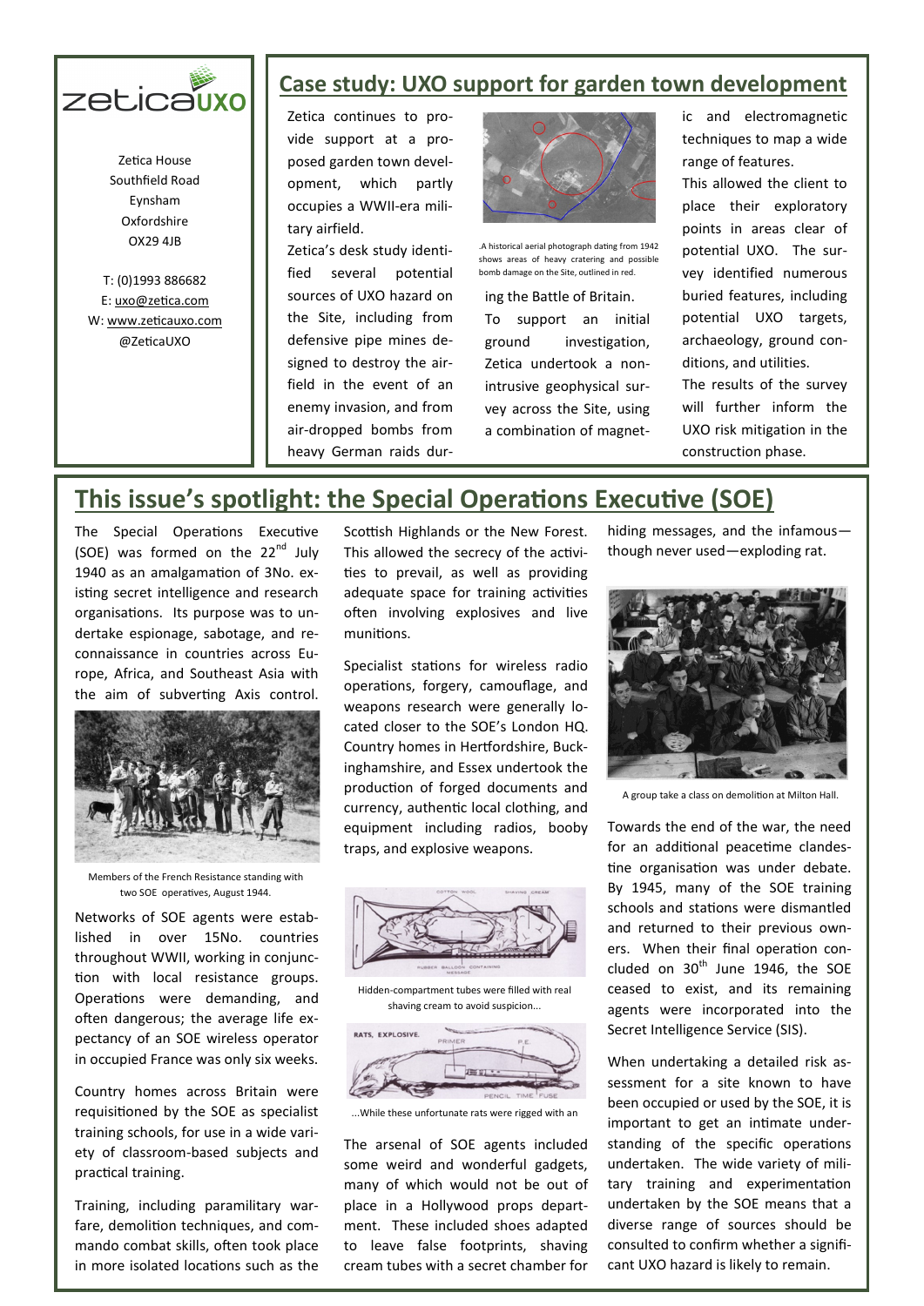zetica**uxo**

Zetica House
Southfield Road
Eynsham
Oxfordshire
OX29 4JB

T: (0)1993 886682
E: uxo@zetica.com
W: www.zeticauxo.com
@ZeticaUXO

## Case study: UXO support for garden town development

Zetica continues to provide support at a proposed garden town development, which partly occupies a WWII-era military airfield.

Zetica's desk study identified several potential sources of UXO hazard on the Site, including from defensive pipe mines designed to destroy the airfield in the event of an enemy invasion, and from air-dropped bombs from heavy German raids during the Battle of Britain.

.A historical aerial photograph dating from 1942 shows areas of heavy cratering and possible bomb damage on the Site, outlined in red.

To support an initial ground investigation, Zetica undertook a non-intrusive geophysical survey across the Site, using a combination of magnetic and electromagnetic techniques to map a wide range of features.

This allowed the client to place their exploratory points in areas clear of potential UXO. The survey identified numerous buried features, including potential UXO targets, archaeology, ground conditions, and utilities.

The results of the survey will further inform the UXO risk mitigation in the construction phase.

## This issue's spotlight: the Special Operations Executive (SOE)

The Special Operations Executive (SOE) was formed on the 22nd July 1940 as an amalgamation of 3No. existing secret intelligence and research organisations. Its purpose was to undertake espionage, sabotage, and reconnaissance in countries across Europe, Africa, and Southeast Asia with the aim of subverting Axis control.

Members of the French Resistance standing with two SOE operatives, August 1944.

Networks of SOE agents were established in over 15No. countries throughout WWII, working in conjunction with local resistance groups. Operations were demanding, and often dangerous; the average life expectancy of an SOE wireless operator in occupied France was only six weeks.

Country homes across Britain were requisitioned by the SOE as specialist training schools, for use in a wide variety of classroom-based subjects and practical training.

Training, including paramilitary warfare, demolition techniques, and commando combat skills, often took place in more isolated locations such as the Scottish Highlands or the New Forest. This allowed the secrecy of the activities to prevail, as well as providing adequate space for training activities often involving explosives and live munitions.

Specialist stations for wireless radio operations, forgery, camouflage, and weapons research were generally located closer to the SOE's London HQ. Country homes in Hertfordshire, Buckinghamshire, and Essex undertook the production of forged documents and currency, authentic local clothing, and equipment including radios, booby traps, and explosive weapons.

COTTON WOOL
SHAVING CREAM
RUBBER BALLOON CONTAINING MESSAGE

Hidden-compartment tubes were filled with real shaving cream to avoid suspicion...

RATS, EXPLOSIVE.
PRIMER
P.E.
PENCIL TIME FUSE

...While these unfortunate rats were rigged with an

The arsenal of SOE agents included some weird and wonderful gadgets, many of which would not be out of place in a Hollywood props department. These included shoes adapted to leave false footprints, shaving cream tubes with a secret chamber for hiding messages, and the infamous—though never used—exploding rat.

A group take a class on demolition at Milton Hall.

Towards the end of the war, the need for an additional peacetime clandestine organisation was under debate. By 1945, many of the SOE training schools and stations were dismantled and returned to their previous owners. When their final operation concluded on 30th June 1946, the SOE ceased to exist, and its remaining agents were incorporated into the Secret Intelligence Service (SIS).

When undertaking a detailed risk assessment for a site known to have been occupied or used by the SOE, it is important to get an intimate understanding of the specific operations undertaken. The wide variety of military training and experimentation undertaken by the SOE means that a diverse range of sources should be consulted to confirm whether a significant UXO hazard is likely to remain.